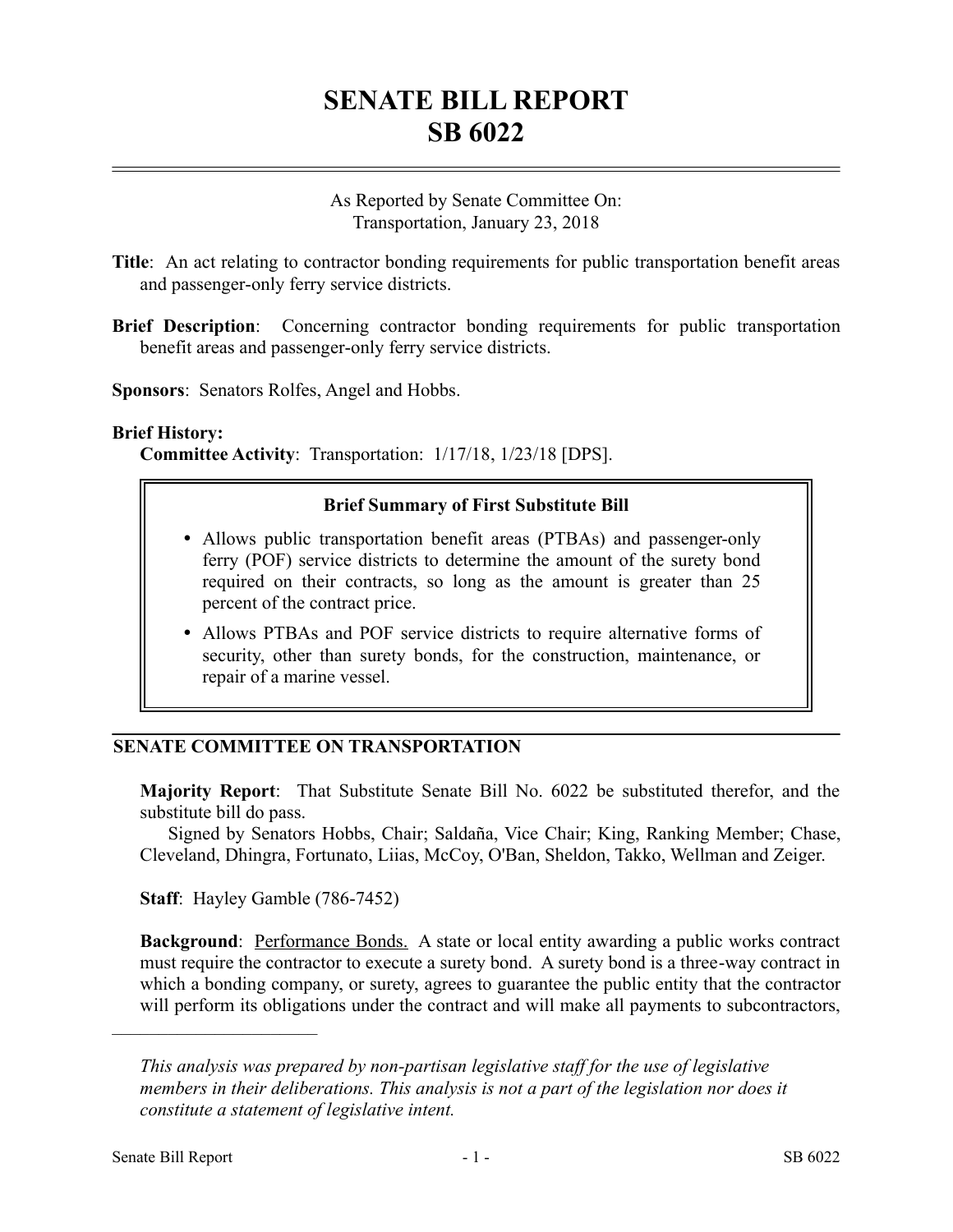# SENATE BILL REPORT
# SB 6022

As Reported by Senate Committee On:
Transportation, January 23, 2018

**Title**: An act relating to contractor bonding requirements for public transportation benefit areas and passenger-only ferry service districts.

**Brief Description**: Concerning contractor bonding requirements for public transportation benefit areas and passenger-only ferry service districts.

**Sponsors**: Senators Rolfes, Angel and Hobbs.

**Brief History:**

**Committee Activity**: Transportation: 1/17/18, 1/23/18 [DPS].

**Brief Summary of First Substitute Bill**

- Allows public transportation benefit areas (PTBAs) and passenger-only ferry (POF) service districts to determine the amount of the surety bond required on their contracts, so long as the amount is greater than 25 percent of the contract price.
- Allows PTBAs and POF service districts to require alternative forms of security, other than surety bonds, for the construction, maintenance, or repair of a marine vessel.

## SENATE COMMITTEE ON TRANSPORTATION

**Majority Report**: That Substitute Senate Bill No. 6022 be substituted therefor, and the substitute bill do pass.

Signed by Senators Hobbs, Chair; Saldaña, Vice Chair; King, Ranking Member; Chase, Cleveland, Dhingra, Fortunato, Liias, McCoy, O'Ban, Sheldon, Takko, Wellman and Zeiger.

**Staff**: Hayley Gamble (786-7452)

**Background**: Performance Bonds. A state or local entity awarding a public works contract must require the contractor to execute a surety bond. A surety bond is a three-way contract in which a bonding company, or surety, agrees to guarantee the public entity that the contractor will perform its obligations under the contract and will make all payments to subcontractors,

---

*This analysis was prepared by non-partisan legislative staff for the use of legislative members in their deliberations. This analysis is not a part of the legislation nor does it constitute a statement of legislative intent.*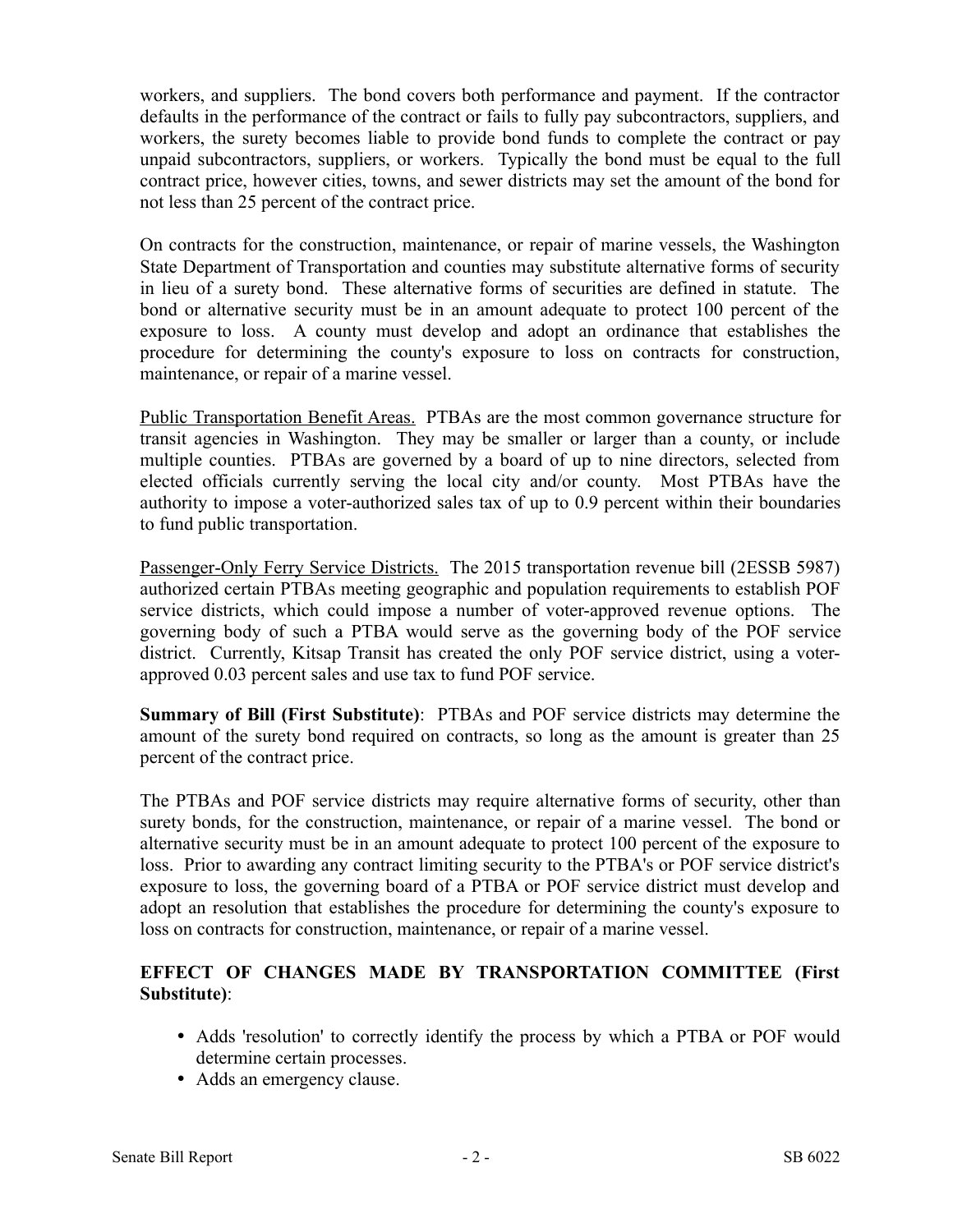workers, and suppliers. The bond covers both performance and payment. If the contractor defaults in the performance of the contract or fails to fully pay subcontractors, suppliers, and workers, the surety becomes liable to provide bond funds to complete the contract or pay unpaid subcontractors, suppliers, or workers. Typically the bond must be equal to the full contract price, however cities, towns, and sewer districts may set the amount of the bond for not less than 25 percent of the contract price.

On contracts for the construction, maintenance, or repair of marine vessels, the Washington State Department of Transportation and counties may substitute alternative forms of security in lieu of a surety bond. These alternative forms of securities are defined in statute. The bond or alternative security must be in an amount adequate to protect 100 percent of the exposure to loss. A county must develop and adopt an ordinance that establishes the procedure for determining the county's exposure to loss on contracts for construction, maintenance, or repair of a marine vessel.

Public Transportation Benefit Areas. PTBAs are the most common governance structure for transit agencies in Washington. They may be smaller or larger than a county, or include multiple counties. PTBAs are governed by a board of up to nine directors, selected from elected officials currently serving the local city and/or county. Most PTBAs have the authority to impose a voter-authorized sales tax of up to 0.9 percent within their boundaries to fund public transportation.

Passenger-Only Ferry Service Districts. The 2015 transportation revenue bill (2ESSB 5987) authorized certain PTBAs meeting geographic and population requirements to establish POF service districts, which could impose a number of voter-approved revenue options. The governing body of such a PTBA would serve as the governing body of the POF service district. Currently, Kitsap Transit has created the only POF service district, using a voter-approved 0.03 percent sales and use tax to fund POF service.

**Summary of Bill (First Substitute)**: PTBAs and POF service districts may determine the amount of the surety bond required on contracts, so long as the amount is greater than 25 percent of the contract price.

The PTBAs and POF service districts may require alternative forms of security, other than surety bonds, for the construction, maintenance, or repair of a marine vessel. The bond or alternative security must be in an amount adequate to protect 100 percent of the exposure to loss. Prior to awarding any contract limiting security to the PTBA's or POF service district's exposure to loss, the governing board of a PTBA or POF service district must develop and adopt an resolution that establishes the procedure for determining the county's exposure to loss on contracts for construction, maintenance, or repair of a marine vessel.

## EFFECT OF CHANGES MADE BY TRANSPORTATION COMMITTEE (First Substitute):

- Adds 'resolution' to correctly identify the process by which a PTBA or POF would determine certain processes.
- Adds an emergency clause.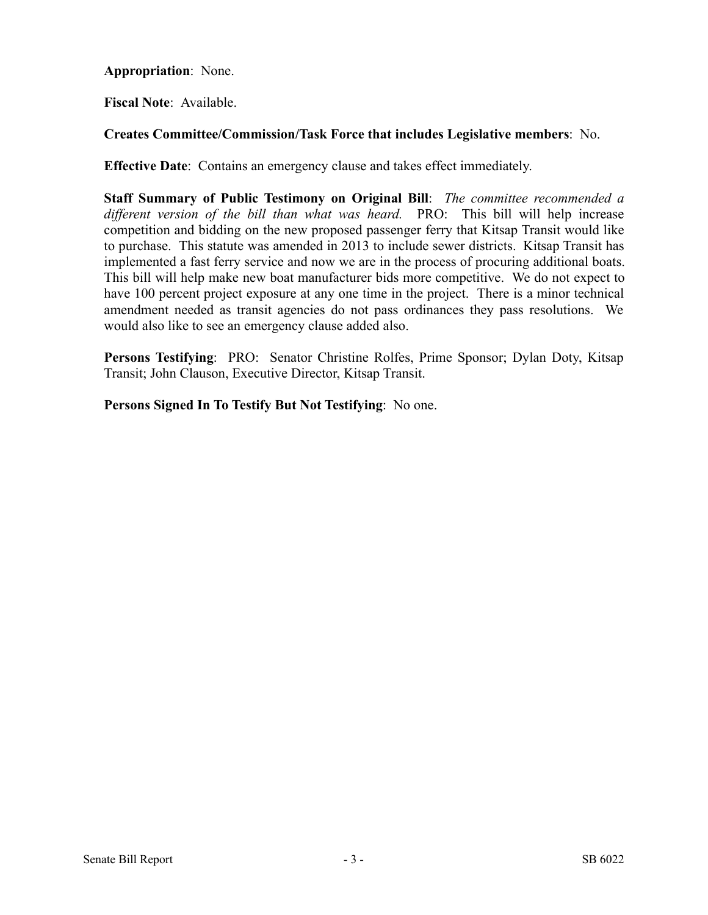**Appropriation**: None.

**Fiscal Note**: Available.

**Creates Committee/Commission/Task Force that includes Legislative members**: No.

**Effective Date**: Contains an emergency clause and takes effect immediately.

**Staff Summary of Public Testimony on Original Bill**: *The committee recommended a different version of the bill than what was heard.* PRO: This bill will help increase competition and bidding on the new proposed passenger ferry that Kitsap Transit would like to purchase. This statute was amended in 2013 to include sewer districts. Kitsap Transit has implemented a fast ferry service and now we are in the process of procuring additional boats. This bill will help make new boat manufacturer bids more competitive. We do not expect to have 100 percent project exposure at any one time in the project. There is a minor technical amendment needed as transit agencies do not pass ordinances they pass resolutions. We would also like to see an emergency clause added also.

**Persons Testifying**: PRO: Senator Christine Rolfes, Prime Sponsor; Dylan Doty, Kitsap Transit; John Clauson, Executive Director, Kitsap Transit.

**Persons Signed In To Testify But Not Testifying**: No one.